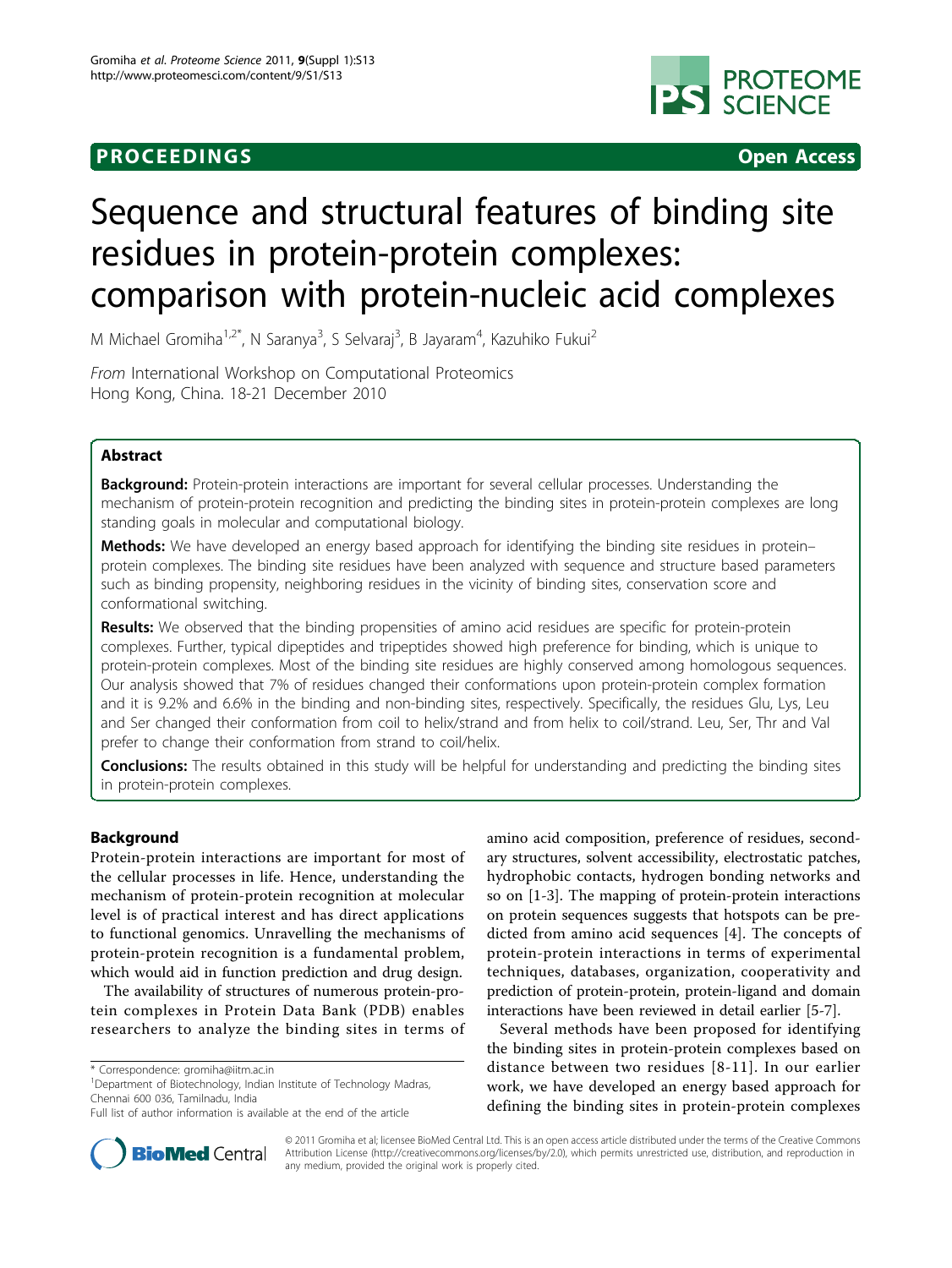**PROCEEDINGS** **Open Access**

# Sequence and structural features of binding site residues in protein-protein complexes: comparison with protein-nucleic acid complexes

M Michael Gromiha[1,2*], N Saranya[3], S Selvaraj[3], B Jayaram[4], Kazuhiko Fukui[2]

*From* International Workshop on Computational Proteomics
Hong Kong, China. 18-21 December 2010

## Abstract

**Background:** Protein-protein interactions are important for several cellular processes. Understanding the mechanism of protein-protein recognition and predicting the binding sites in protein-protein complexes are long standing goals in molecular and computational biology.

**Methods:** We have developed an energy based approach for identifying the binding site residues in protein–protein complexes. The binding site residues have been analyzed with sequence and structure based parameters such as binding propensity, neighboring residues in the vicinity of binding sites, conservation score and conformational switching.

**Results:** We observed that the binding propensities of amino acid residues are specific for protein-protein complexes. Further, typical dipeptides and tripeptides showed high preference for binding, which is unique to protein-protein complexes. Most of the binding site residues are highly conserved among homologous sequences. Our analysis showed that 7% of residues changed their conformations upon protein-protein complex formation and it is 9.2% and 6.6% in the binding and non-binding sites, respectively. Specifically, the residues Glu, Lys, Leu and Ser changed their conformation from coil to helix/strand and from helix to coil/strand. Leu, Ser, Thr and Val prefer to change their conformation from strand to coil/helix.

**Conclusions:** The results obtained in this study will be helpful for understanding and predicting the binding sites in protein-protein complexes.

## Background

Protein-protein interactions are important for most of the cellular processes in life. Hence, understanding the mechanism of protein-protein recognition at molecular level is of practical interest and has direct applications to functional genomics. Unravelling the mechanisms of protein-protein recognition is a fundamental problem, which would aid in function prediction and drug design.

The availability of structures of numerous protein-protein complexes in Protein Data Bank (PDB) enables researchers to analyze the binding sites in terms of amino acid composition, preference of residues, secondary structures, solvent accessibility, electrostatic patches, hydrophobic contacts, hydrogen bonding networks and so on [1-3]. The mapping of protein-protein interactions on protein sequences suggests that hotspots can be predicted from amino acid sequences [4]. The concepts of protein-protein interactions in terms of experimental techniques, databases, organization, cooperativity and prediction of protein-protein, protein-ligand and domain interactions have been reviewed in detail earlier [5-7].

Several methods have been proposed for identifying the binding sites in protein-protein complexes based on distance between two residues [8-11]. In our earlier work, we have developed an energy based approach for defining the binding sites in protein-protein complexes

\* Correspondence: gromiha@iitm.ac.in
[1]Department of Biotechnology, Indian Institute of Technology Madras, Chennai 600 036, Tamilnadu, India
Full list of author information is available at the end of the article

© 2011 Gromiha et al; licensee BioMed Central Ltd. This is an open access article distributed under the terms of the Creative Commons Attribution License (http://creativecommons.org/licenses/by/2.0), which permits unrestricted use, distribution, and reproduction in any medium, provided the original work is properly cited.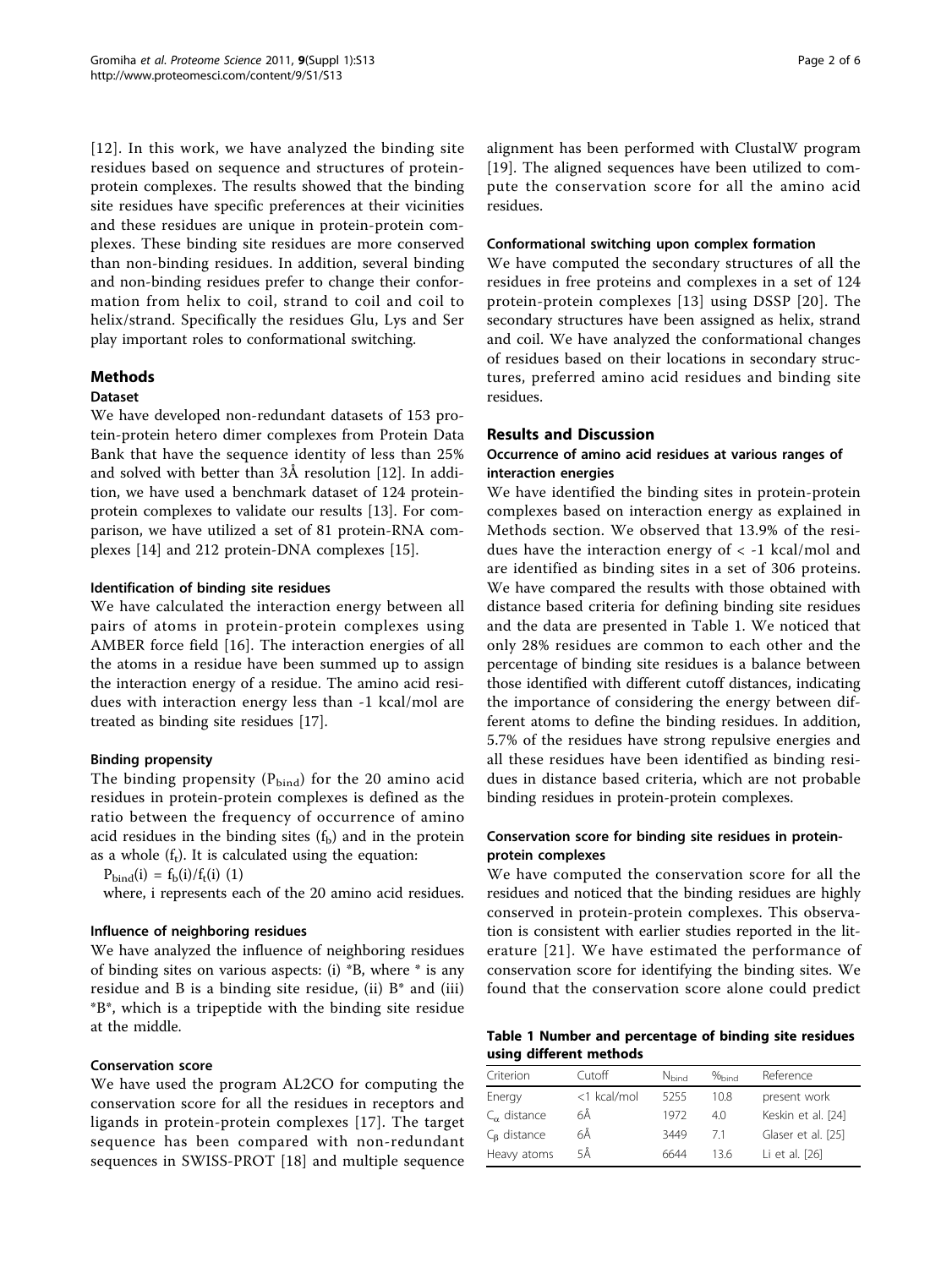[12]. In this work, we have analyzed the binding site residues based on sequence and structures of protein-protein complexes. The results showed that the binding site residues have specific preferences at their vicinities and these residues are unique in protein-protein complexes. These binding site residues are more conserved than non-binding residues. In addition, several binding and non-binding residues prefer to change their conformation from helix to coil, strand to coil and coil to helix/strand. Specifically the residues Glu, Lys and Ser play important roles to conformational switching.

## Methods

### Dataset

We have developed non-redundant datasets of 153 protein-protein hetero dimer complexes from Protein Data Bank that have the sequence identity of less than 25% and solved with better than 3Å resolution [12]. In addition, we have used a benchmark dataset of 124 protein-protein complexes to validate our results [13]. For comparison, we have utilized a set of 81 protein-RNA complexes [14] and 212 protein-DNA complexes [15].

#### Identification of binding site residues

We have calculated the interaction energy between all pairs of atoms in protein-protein complexes using AMBER force field [16]. The interaction energies of all the atoms in a residue have been summed up to assign the interaction energy of a residue. The amino acid residues with interaction energy less than -1 kcal/mol are treated as binding site residues [17].

#### Binding propensity

The binding propensity ($P_{bind}$) for the 20 amino acid residues in protein-protein complexes is defined as the ratio between the frequency of occurrence of amino acid residues in the binding sites ($f_b$) and in the protein as a whole ($f_t$). It is calculated using the equation:

$P_{bind}(i) = f_b(i)/f_t(i)$ (1)

where, i represents each of the 20 amino acid residues.

#### Influence of neighboring residues

We have analyzed the influence of neighboring residues of binding sites on various aspects: (i) *B, where * is any residue and B is a binding site residue, (ii) B* and (iii) *B*, which is a tripeptide with the binding site residue at the middle.

#### Conservation score

We have used the program AL2CO for computing the conservation score for all the residues in receptors and ligands in protein-protein complexes [17]. The target sequence has been compared with non-redundant sequences in SWISS-PROT [18] and multiple sequence alignment has been performed with ClustalW program [19]. The aligned sequences have been utilized to compute the conservation score for all the amino acid residues.

#### Conformational switching upon complex formation

We have computed the secondary structures of all the residues in free proteins and complexes in a set of 124 protein-protein complexes [13] using DSSP [20]. The secondary structures have been assigned as helix, strand and coil. We have analyzed the conformational changes of residues based on their locations in secondary structures, preferred amino acid residues and binding site residues.

## Results and Discussion

### Occurrence of amino acid residues at various ranges of interaction energies

We have identified the binding sites in protein-protein complexes based on interaction energy as explained in Methods section. We observed that 13.9% of the residues have the interaction energy of < -1 kcal/mol and are identified as binding sites in a set of 306 proteins. We have compared the results with those obtained with distance based criteria for defining binding site residues and the data are presented in Table 1. We noticed that only 28% residues are common to each other and the percentage of binding site residues is a balance between those identified with different cutoff distances, indicating the importance of considering the energy between different atoms to define the binding residues. In addition, 5.7% of the residues have strong repulsive energies and all these residues have been identified as binding residues in distance based criteria, which are not probable binding residues in protein-protein complexes.

### Conservation score for binding site residues in protein-protein complexes

We have computed the conservation score for all the residues and noticed that the binding residues are highly conserved in protein-protein complexes. This observation is consistent with earlier studies reported in the literature [21]. We have estimated the performance of conservation score for identifying the binding sites. We found that the conservation score alone could predict

**Table 1 Number and percentage of binding site residues using different methods**

| Criterion | Cutoff | $N_{bind}$ | $\%_{bind}$ | Reference |
|---|---|---|---|---|
| Energy | <1 kcal/mol | 5255 | 10.8 | present work |
| $C_\alpha$ distance | 6Å | 1972 | 4.0 | Keskin et al. [24] |
| $C_\beta$ distance | 6Å | 3449 | 7.1 | Glaser et al. [25] |
| Heavy atoms | 5Å | 6644 | 13.6 | Li et al. [26] |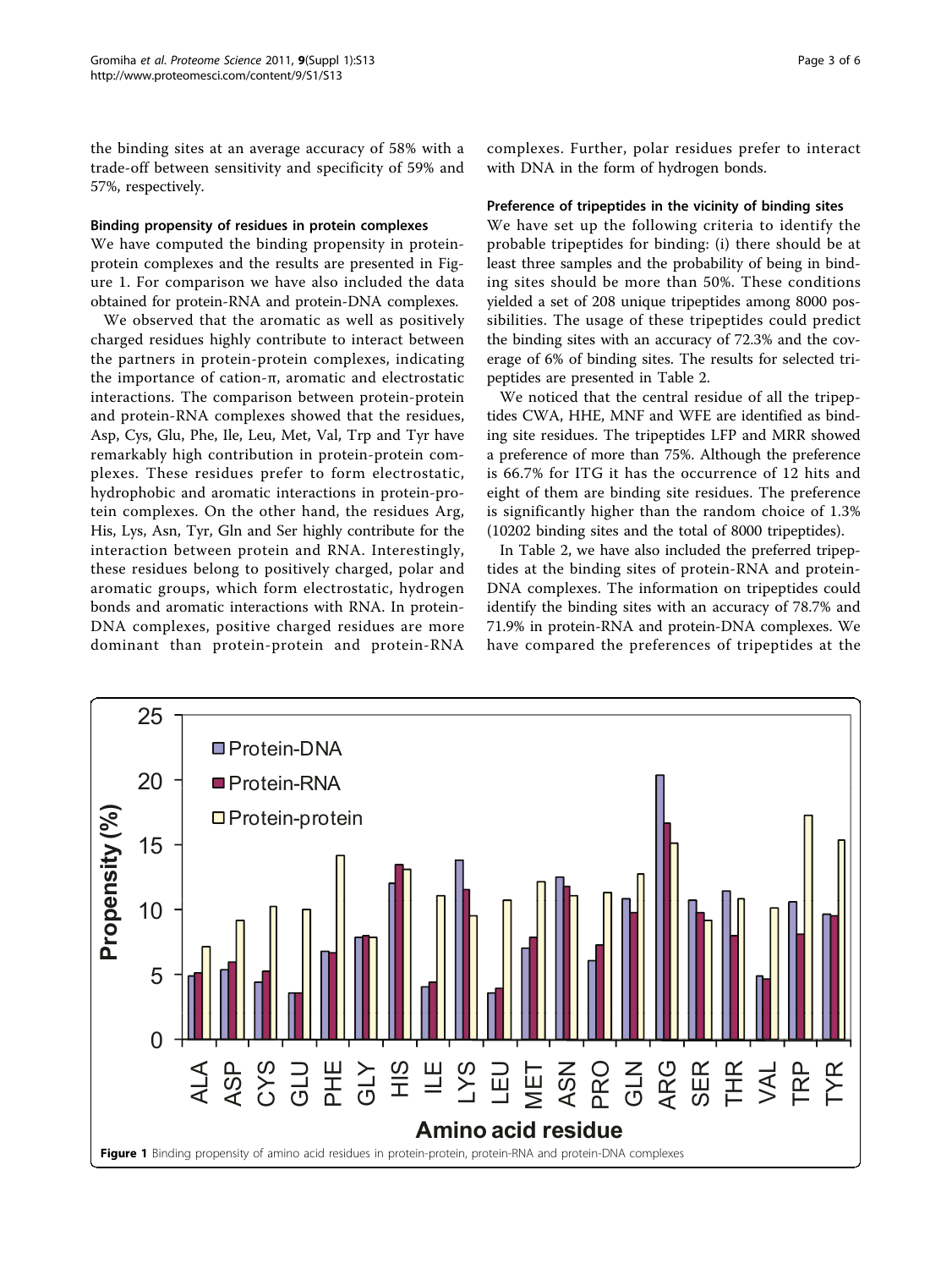the binding sites at an average accuracy of 58% with a trade-off between sensitivity and specificity of 59% and 57%, respectively.

### Binding propensity of residues in protein complexes

We have computed the binding propensity in protein-protein complexes and the results are presented in Figure 1. For comparison we have also included the data obtained for protein-RNA and protein-DNA complexes.

We observed that the aromatic as well as positively charged residues highly contribute to interact between the partners in protein-protein complexes, indicating the importance of cation-π, aromatic and electrostatic interactions. The comparison between protein-protein and protein-RNA complexes showed that the residues, Asp, Cys, Glu, Phe, Ile, Leu, Met, Val, Trp and Tyr have remarkably high contribution in protein-protein complexes. These residues prefer to form electrostatic, hydrophobic and aromatic interactions in protein-protein complexes. On the other hand, the residues Arg, His, Lys, Asn, Tyr, Gln and Ser highly contribute for the interaction between protein and RNA. Interestingly, these residues belong to positively charged, polar and aromatic groups, which form electrostatic, hydrogen bonds and aromatic interactions with RNA. In protein-DNA complexes, positive charged residues are more dominant than protein-protein and protein-RNA complexes. Further, polar residues prefer to interact with DNA in the form of hydrogen bonds.

### Preference of tripeptides in the vicinity of binding sites

We have set up the following criteria to identify the probable tripeptides for binding: (i) there should be at least three samples and the probability of being in binding sites should be more than 50%. These conditions yielded a set of 208 unique tripeptides among 8000 possibilities. The usage of these tripeptides could predict the binding sites with an accuracy of 72.3% and the coverage of 6% of binding sites. The results for selected tripeptides are presented in Table 2.

We noticed that the central residue of all the tripeptides CWA, HHE, MNF and WFE are identified as binding site residues. The tripeptides LFP and MRR showed a preference of more than 75%. Although the preference is 66.7% for ITG it has the occurrence of 12 hits and eight of them are binding site residues. The preference is significantly higher than the random choice of 1.3% (10202 binding sites and the total of 8000 tripeptides).

In Table 2, we have also included the preferred tripeptides at the binding sites of protein-RNA and protein-DNA complexes. The information on tripeptides could identify the binding sites with an accuracy of 78.7% and 71.9% in protein-RNA and protein-DNA complexes. We have compared the preferences of tripeptides at the

**Figure 1** Binding propensity of amino acid residues in protein-protein, protein-RNA and protein-DNA complexes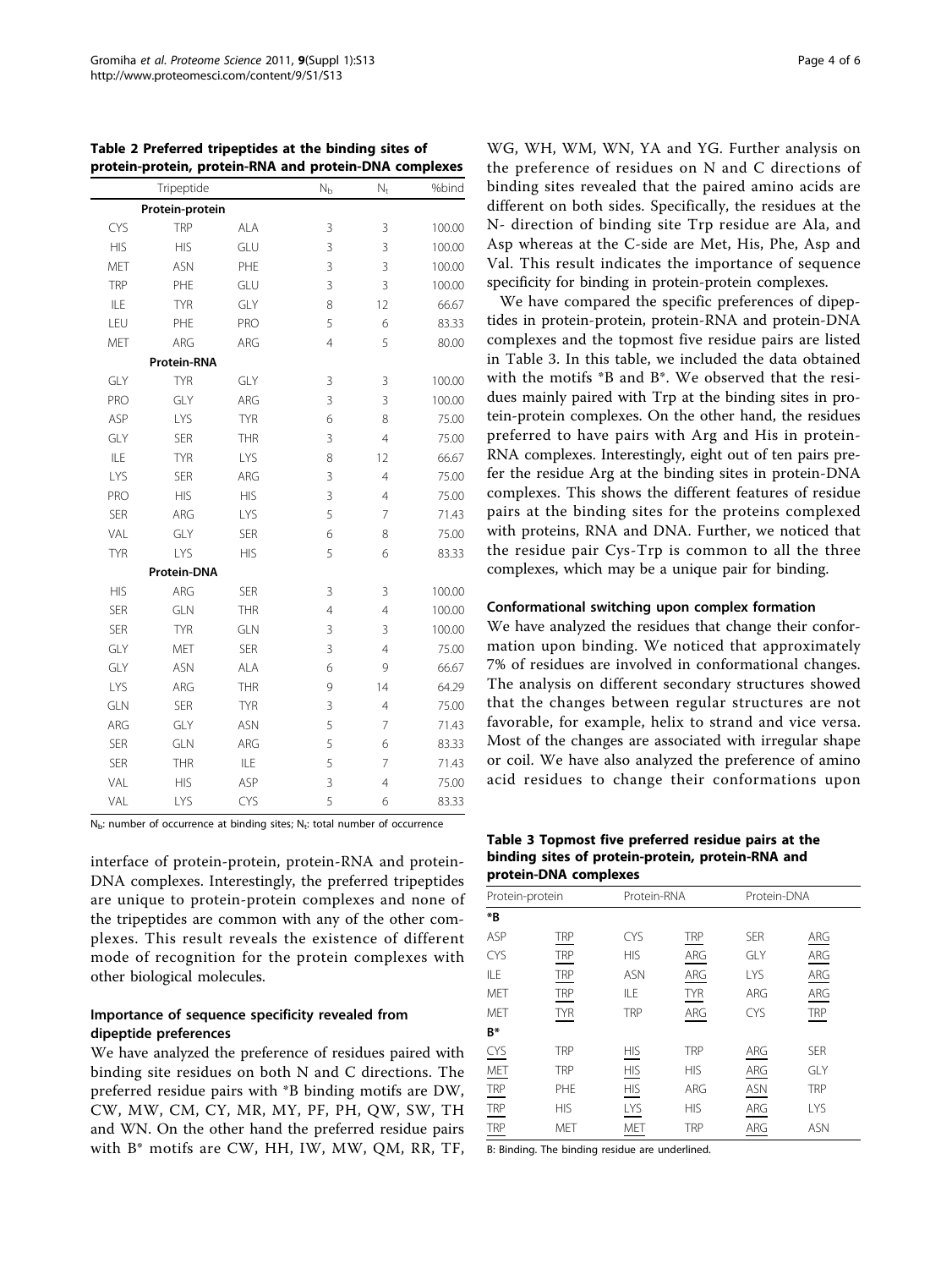**Table 2 Preferred tripeptides at the binding sites of protein-protein, protein-RNA and protein-DNA complexes**

| Tripeptide | | | $N_b$ | $N_t$ | %bind |
|---|---|---|---|---|---|
| **Protein-protein** | | | | | |
| CYS | TRP | ALA | 3 | 3 | 100.00 |
| HIS | HIS | GLU | 3 | 3 | 100.00 |
| MET | ASN | PHE | 3 | 3 | 100.00 |
| TRP | PHE | GLU | 3 | 3 | 100.00 |
| ILE | TYR | GLY | 8 | 12 | 66.67 |
| LEU | PHE | PRO | 5 | 6 | 83.33 |
| MET | ARG | ARG | 4 | 5 | 80.00 |
| **Protein-RNA** | | | | | |
| GLY | TYR | GLY | 3 | 3 | 100.00 |
| PRO | GLY | ARG | 3 | 3 | 100.00 |
| ASP | LYS | TYR | 6 | 8 | 75.00 |
| GLY | SER | THR | 3 | 4 | 75.00 |
| ILE | TYR | LYS | 8 | 12 | 66.67 |
| LYS | SER | ARG | 3 | 4 | 75.00 |
| PRO | HIS | HIS | 3 | 4 | 75.00 |
| SER | ARG | LYS | 5 | 7 | 71.43 |
| VAL | GLY | SER | 6 | 8 | 75.00 |
| TYR | LYS | HIS | 5 | 6 | 83.33 |
| **Protein-DNA** | | | | | |
| HIS | ARG | SER | 3 | 3 | 100.00 |
| SER | GLN | THR | 4 | 4 | 100.00 |
| SER | TYR | GLN | 3 | 3 | 100.00 |
| GLY | MET | SER | 3 | 4 | 75.00 |
| GLY | ASN | ALA | 6 | 9 | 66.67 |
| LYS | ARG | THR | 9 | 14 | 64.29 |
| GLN | SER | TYR | 3 | 4 | 75.00 |
| ARG | GLY | ASN | 5 | 7 | 71.43 |
| SER | GLN | ARG | 5 | 6 | 83.33 |
| SER | THR | ILE | 5 | 7 | 71.43 |
| VAL | HIS | ASP | 3 | 4 | 75.00 |
| VAL | LYS | CYS | 5 | 6 | 83.33 |

$N_b$: number of occurrence at binding sites; $N_t$: total number of occurrence

interface of protein-protein, protein-RNA and protein-DNA complexes. Interestingly, the preferred tripeptides are unique to protein-protein complexes and none of the tripeptides are common with any of the other complexes. This result reveals the existence of different mode of recognition for the protein complexes with other biological molecules.

### Importance of sequence specificity revealed from dipeptide preferences

We have analyzed the preference of residues paired with binding site residues on both N and C directions. The preferred residue pairs with *B binding motifs are DW, CW, MW, CM, CY, MR, MY, PF, PH, QW, SW, TH and WN. On the other hand the preferred residue pairs with B* motifs are CW, HH, IW, MW, QM, RR, TF, WG, WH, WM, WN, YA and YG. Further analysis on the preference of residues on N and C directions of binding sites revealed that the paired amino acids are different on both sides. Specifically, the residues at the N- direction of binding site Trp residue are Ala, and Asp whereas at the C-side are Met, His, Phe, Asp and Val. This result indicates the importance of sequence specificity for binding in protein-protein complexes.

We have compared the specific preferences of dipeptides in protein-protein, protein-RNA and protein-DNA complexes and the topmost five residue pairs are listed in Table 3. In this table, we included the data obtained with the motifs *B and B*. We observed that the residues mainly paired with Trp at the binding sites in protein-protein complexes. On the other hand, the residues preferred to have pairs with Arg and His in protein-RNA complexes. Interestingly, eight out of ten pairs prefer the residue Arg at the binding sites in protein-DNA complexes. This shows the different features of residue pairs at the binding sites for the proteins complexed with proteins, RNA and DNA. Further, we noticed that the residue pair Cys-Trp is common to all the three complexes, which may be a unique pair for binding.

### Conformational switching upon complex formation

We have analyzed the residues that change their conformation upon binding. We noticed that approximately 7% of residues are involved in conformational changes. The analysis on different secondary structures showed that the changes between regular structures are not favorable, for example, helix to strand and vice versa. Most of the changes are associated with irregular shape or coil. We have also analyzed the preference of amino acid residues to change their conformations upon

**Table 3 Topmost five preferred residue pairs at the binding sites of protein-protein, protein-RNA and protein-DNA complexes**

| Protein-protein | | Protein-RNA | | Protein-DNA | |
|---|---|---|---|---|---|
| ***B** | | | | | |
| ASP | <u>TRP</u> | CYS | <u>TRP</u> | SER | <u>ARG</u> |
| CYS | <u>TRP</u> | HIS | <u>ARG</u> | GLY | <u>ARG</u> |
| ILE | <u>TRP</u> | ASN | <u>ARG</u> | LYS | <u>ARG</u> |
| MET | <u>TRP</u> | ILE | <u>TYR</u> | ARG | <u>ARG</u> |
| MET | <u>TYR</u> | TRP | <u>ARG</u> | CYS | <u>TRP</u> |
| **B*** | | | | | |
| <u>CYS</u> | TRP | <u>HIS</u> | TRP | <u>ARG</u> | SER |
| <u>MET</u> | TRP | <u>HIS</u> | HIS | <u>ARG</u> | GLY |
| <u>TRP</u> | PHE | <u>HIS</u> | ARG | <u>ASN</u> | TRP |
| <u>TRP</u> | HIS | <u>LYS</u> | HIS | <u>ARG</u> | LYS |
| <u>TRP</u> | MET | <u>MET</u> | TRP | <u>ARG</u> | ASN |

B: Binding. The binding residue are underlined.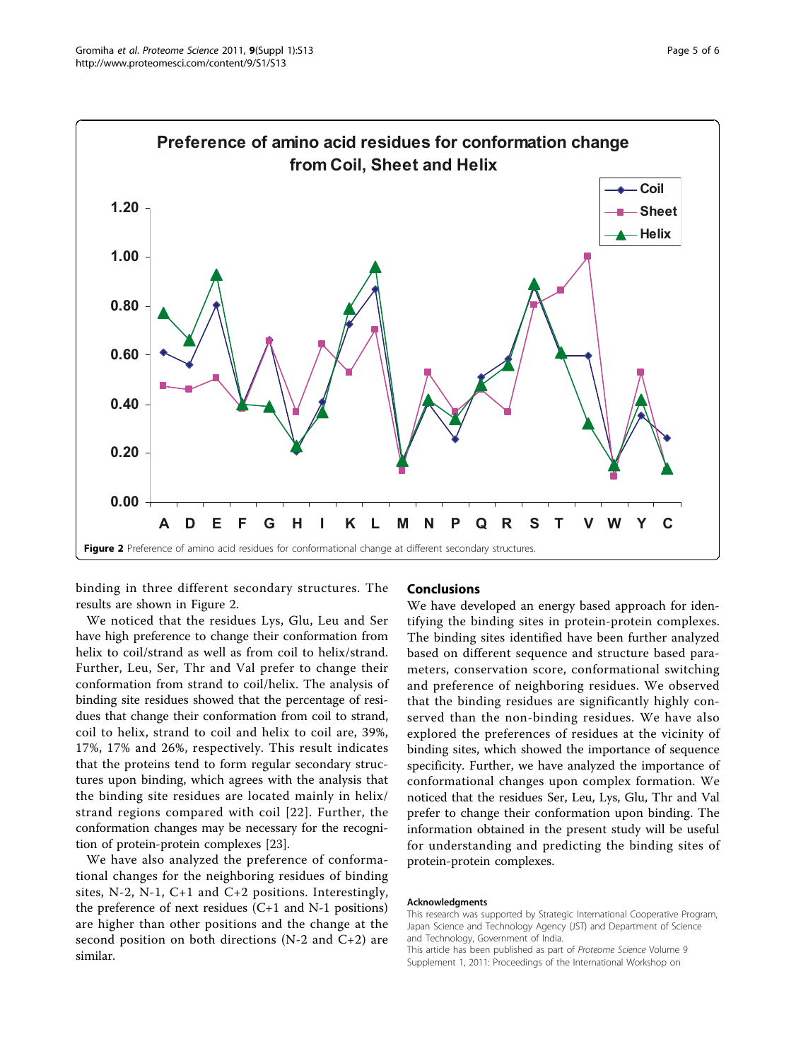Figure 2 Preference of amino acid residues for conformational change at different secondary structures.

binding in three different secondary structures. The results are shown in Figure 2.

We noticed that the residues Lys, Glu, Leu and Ser have high preference to change their conformation from helix to coil/strand as well as from coil to helix/strand. Further, Leu, Ser, Thr and Val prefer to change their conformation from strand to coil/helix. The analysis of binding site residues showed that the percentage of residues that change their conformation from coil to strand, coil to helix, strand to coil and helix to coil are, 39%, 17%, 17% and 26%, respectively. This result indicates that the proteins tend to form regular secondary structures upon binding, which agrees with the analysis that the binding site residues are located mainly in helix/strand regions compared with coil [22]. Further, the conformation changes may be necessary for the recognition of protein-protein complexes [23].

We have also analyzed the preference of conformational changes for the neighboring residues of binding sites, N-2, N-1, C+1 and C+2 positions. Interestingly, the preference of next residues (C+1 and N-1 positions) are higher than other positions and the change at the second position on both directions (N-2 and C+2) are similar.

## Conclusions

We have developed an energy based approach for identifying the binding sites in protein-protein complexes. The binding sites identified have been further analyzed based on different sequence and structure based parameters, conservation score, conformational switching and preference of neighboring residues. We observed that the binding residues are significantly highly conserved than the non-binding residues. We have also explored the preferences of residues at the vicinity of binding sites, which showed the importance of sequence specificity. Further, we have analyzed the importance of conformational changes upon complex formation. We noticed that the residues Ser, Leu, Lys, Glu, Thr and Val prefer to change their conformation upon binding. The information obtained in the present study will be useful for understanding and predicting the binding sites of protein-protein complexes.

#### Acknowledgments

This research was supported by Strategic International Cooperative Program, Japan Science and Technology Agency (JST) and Department of Science and Technology, Government of India.

This article has been published as part of *Proteome Science* Volume 9 Supplement 1, 2011: Proceedings of the International Workshop on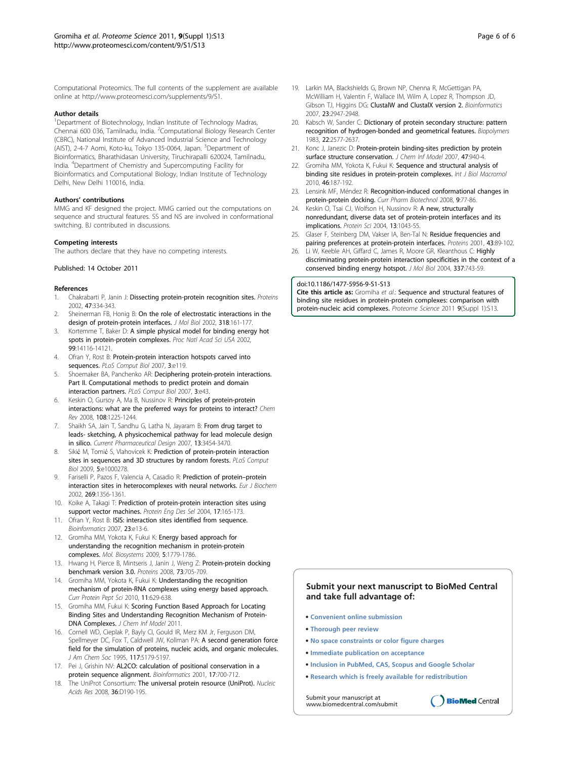Computational Proteomics. The full contents of the supplement are available online at http://www.proteomesci.com/supplements/9/S1.

### Author details

[1]Department of Biotechnology, Indian Institute of Technology Madras, Chennai 600 036, Tamilnadu, India. [2]Computational Biology Research Center (CBRC), National Institute of Advanced Industrial Science and Technology (AIST), 2-4-7 Aomi, Koto-ku, Tokyo 135-0064, Japan. [3]Department of Bioinformatics, Bharathidasan University, Tiruchirapalli 620024, Tamilnadu, India. [4]Department of Chemistry and Supercomputing Facility for Bioinformatics and Computational Biology, Indian Institute of Technology Delhi, New Delhi 110016, India.

### Authors' contributions

MMG and KF designed the project. MMG carried out the computations on sequence and structural features. SS and NS are involved in conformational switching. BJ contributed in discussions.

### Competing interests

The authors declare that they have no competing interests.

Published: 14 October 2011

### References

1. Chakrabarti P, Janin J: **Dissecting protein-protein recognition sites.** *Proteins* 2002, **47**:334-343.
2. Sheinerman FB, Honig B: **On the role of electrostatic interactions in the design of protein-protein interfaces.** *J Mol Biol* 2002, **318**:161-177.
3. Kortemme T, Baker D: **A simple physical model for binding energy hot spots in protein-protein complexes.** *Proc Natl Acad Sci USA* 2002, **99**:14116-14121.
4. Ofran Y, Rost B: **Protein-protein interaction hotspots carved into sequences.** *PLoS Comput Biol* 2007, **3**:e119.
5. Shoemaker BA, Panchenko AR: **Deciphering protein-protein interactions. Part II. Computational methods to predict protein and domain interaction partners.** *PLoS Comput Biol* 2007, **3**:e43.
6. Keskin O, Gursoy A, Ma B, Nussinov R: **Principles of protein-protein interactions: what are the preferred ways for proteins to interact?** *Chem Rev* 2008, **108**:1225-1244.
7. Shaikh SA, Jain T, Sandhu G, Latha N, Jayaram B: **From drug target to leads- sketching, A physicochemical pathway for lead molecule design in silico.** *Current Pharmaceutical Design* 2007, **13**:3454-3470.
8. Sikić M, Tomić S, Vlahovicek K: **Prediction of protein-protein interaction sites in sequences and 3D structures by random forests.** *PLoS Comput Biol* 2009, **5**:e1000278.
9. Fariselli P, Pazos F, Valencia A, Casadio R: **Prediction of protein–protein interaction sites in heterocomplexes with neural networks.** *Eur J Biochem* 2002, **269**:1356-1361.
10. Koike A, Takagi T: **Prediction of protein-protein interaction sites using support vector machines.** *Protein Eng Des Sel* 2004, **17**:165-173.
11. Ofran Y, Rost B: **ISIS: interaction sites identified from sequence.** *Bioinformatics* 2007, **23**:e13-6.
12. Gromiha MM, Yokota K, Fukui K: **Energy based approach for understanding the recognition mechanism in protein-protein complexes.** *Mol. Biosystems* 2009, **5**:1779-1786.
13. Hwang H, Pierce B, Mintseris J, Janin J, Weng Z: **Protein-protein docking benchmark version 3.0.** *Proteins* 2008, **73**:705-709.
14. Gromiha MM, Yokota K, Fukui K: **Understanding the recognition mechanism of protein-RNA complexes using energy based approach.** *Curr Protein Pept Sci* 2010, **11**:629-638.
15. Gromiha MM, Fukui K: **Scoring Function Based Approach for Locating Binding Sites and Understanding Recognition Mechanism of Protein-DNA Complexes.** *J Chem Inf Model* 2011.
16. Cornell WD, Cieplak P, Bayly CI, Gould IR, Merz KM Jr, Ferguson DM, Spellmeyer DC, Fox T, Caldwell JW, Kollman PA: **A second generation force field for the simulation of proteins, nucleic acids, and organic molecules.** *J Am Chem Soc* 1995, **117**:5179-5197.
17. Pei J, Grishin NV: **AL2CO: calculation of positional conservation in a protein sequence alignment.** *Bioinformatics* 2001, **17**:700-712.
18. The UniProt Consortium: **The universal protein resource (UniProt).** *Nucleic Acids Res* 2008, **36**:D190-195.
19. Larkin MA, Blackshields G, Brown NP, Chenna R, McGettigan PA, McWilliam H, Valentin F, Wallace IM, Wilm A, Lopez R, Thompson JD, Gibson TJ, Higgins DG: **ClustalW and ClustalX version 2.** *Bioinformatics* 2007, **23**:2947-2948.
20. Kabsch W, Sander C: **Dictionary of protein secondary structure: pattern recognition of hydrogen-bonded and geometrical features.** *Biopolymers* 1983, **22**:2577-2637.
21. Konc J, Janezic D: **Protein-protein binding-sites prediction by protein surface structure conservation.** *J Chem Inf Model* 2007, **47**:940-4.
22. Gromiha MM, Yokota K, Fukui K: **Sequence and structural analysis of binding site residues in protein-protein complexes.** *Int J Biol Macromol* 2010, **46**:187-192.
23. Lensink MF, Méndez R: **Recognition-induced conformational changes in protein-protein docking.** *Curr Pharm Biotechnol* 2008, **9**:77-86.
24. Keskin O, Tsai CJ, Wolfson H, Nussinov R: **A new, structurally nonredundant, diverse data set of protein-protein interfaces and its implications.** *Protein Sci* 2004, **13**:1043-55.
25. Glaser F, Steinberg DM, Vakser IA, Ben-Tal N: **Residue frequencies and pairing preferences at protein-protein interfaces.** *Proteins* 2001, **43**:89-102.
26. Li W, Keeble AH, Giffard C, James R, Moore GR, Kleanthous C: **Highly discriminating protein-protein interaction specificities in the context of a conserved binding energy hotspot.** *J Mol Biol* 2004, **337**:743-59.

doi:10.1186/1477-5956-9-S1-S13
**Cite this article as:** Gromiha *et al.*: Sequence and structural features of binding site residues in protein-protein complexes: comparison with protein-nucleic acid complexes. *Proteome Science* 2011 **9**(Suppl 1):S13.

**Submit your next manuscript to BioMed Central and take full advantage of:**

- **Convenient online submission**
- **Thorough peer review**
- **No space constraints or color figure charges**
- **Immediate publication on acceptance**
- **Inclusion in PubMed, CAS, Scopus and Google Scholar**
- **Research which is freely available for redistribution**

Submit your manuscript at www.biomedcentral.com/submit

BioMed Central